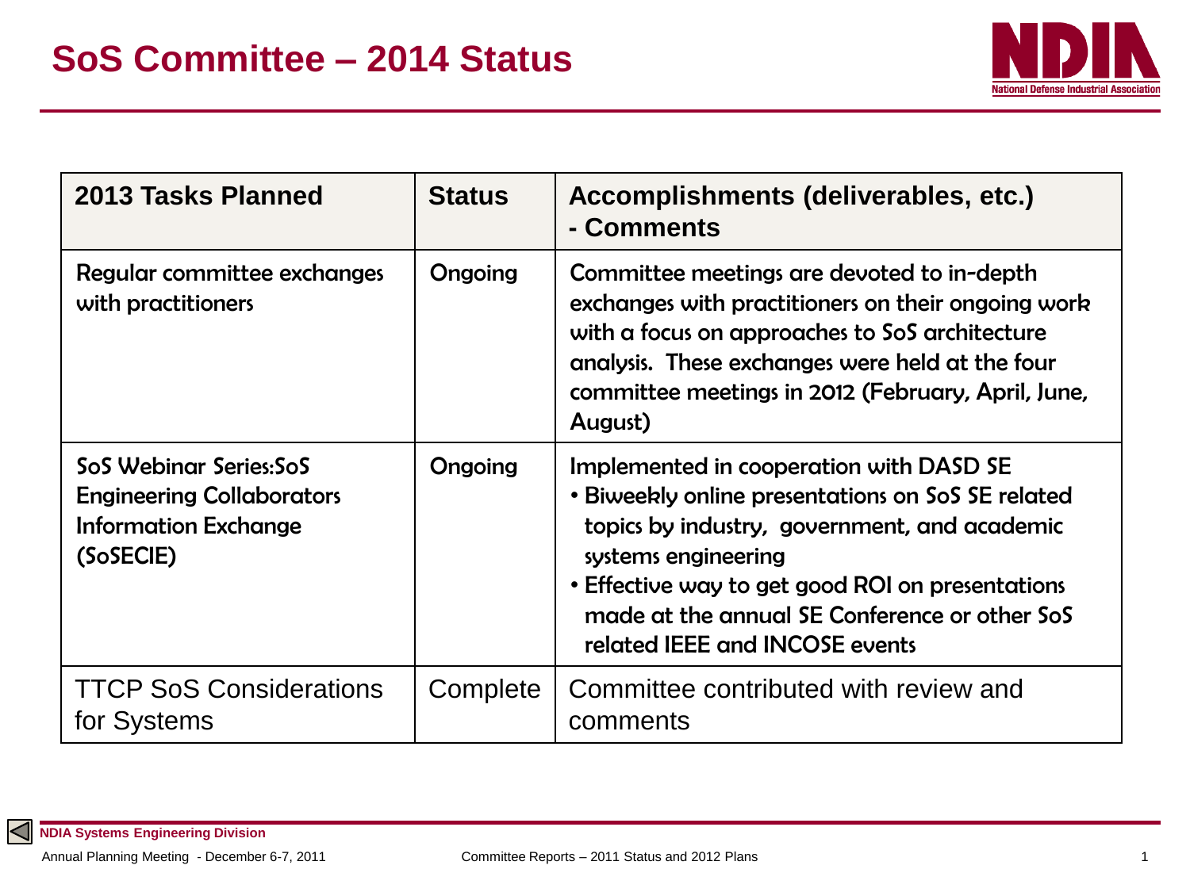# SoS Committee – 2014 Status

| 2013 Tasks Planned | Status | Accomplishments (deliverables, etc.) - Comments |
| --- | --- | --- |
| Regular committee exchanges with practitioners | Ongoing | Committee meetings are devoted to in-depth exchanges with practitioners on their ongoing work with a focus on approaches to SoS architecture analysis. These exchanges were held at the four committee meetings in 2012 (February, April, June, August) |
| SoS Webinar Series:SoS Engineering Collaborators Information Exchange (SoSECIE) | Ongoing | Implemented in cooperation with DASD SE<br>• Biweekly online presentations on SoS SE related topics by industry, government, and academic systems engineering<br>• Effective way to get good ROI on presentations made at the annual SE Conference or other SoS related IEEE and INCOSE events |
| TTCP SoS Considerations for Systems | Complete | Committee contributed with review and comments |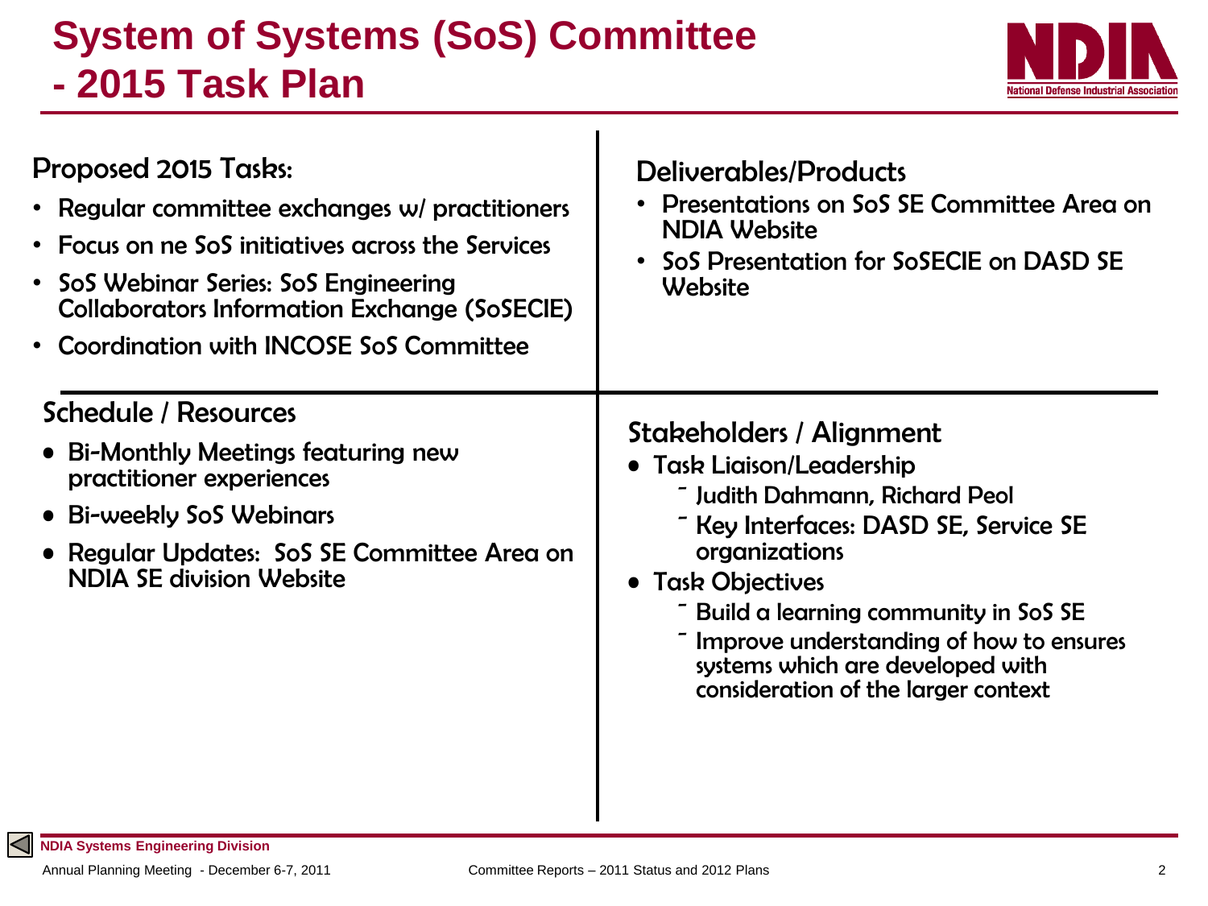# System of Systems (SoS) Committee - 2015 Task Plan

## Proposed 2015 Tasks:

- Regular committee exchanges w/ practitioners
- Focus on ne SoS initiatives across the Services
- SoS Webinar Series: SoS Engineering Collaborators Information Exchange (SoSECIE)
- Coordination with INCOSE SoS Committee

## Deliverables/Products

- Presentations on SoS SE Committee Area on NDIA Website
- SoS Presentation for SoSECIE on DASD SE Website

## Schedule / Resources

- Bi-Monthly Meetings featuring new practitioner experiences
- Bi-weekly SoS Webinars
- Regular Updates: SoS SE Committee Area on NDIA SE division Website

## Stakeholders / Alignment

- Task Liaison/Leadership
  - Judith Dahmann, Richard Peol
  - Key Interfaces: DASD SE, Service SE organizations
- Task Objectives
  - Build a learning community in SoS SE
  - Improve understanding of how to ensures systems which are developed with consideration of the larger context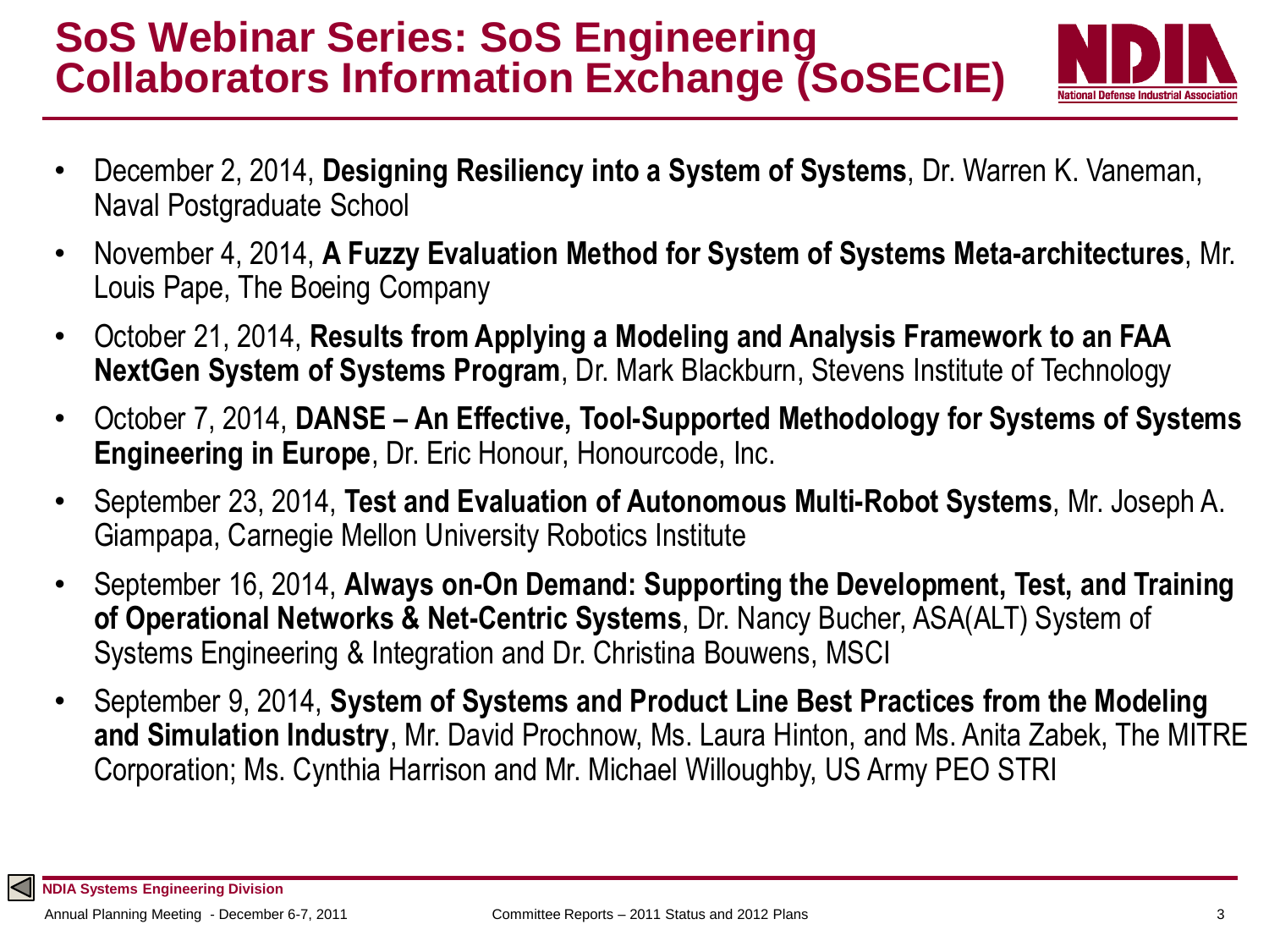# SoS Webinar Series: SoS Engineering Collaborators Information Exchange (SoSECIE)

- December 2, 2014, **Designing Resiliency into a System of Systems**, Dr. Warren K. Vaneman, Naval Postgraduate School
- November 4, 2014, **A Fuzzy Evaluation Method for System of Systems Meta-architectures**, Mr. Louis Pape, The Boeing Company
- October 21, 2014, **Results from Applying a Modeling and Analysis Framework to an FAA NextGen System of Systems Program**, Dr. Mark Blackburn, Stevens Institute of Technology
- October 7, 2014, **DANSE – An Effective, Tool-Supported Methodology for Systems of Systems Engineering in Europe**, Dr. Eric Honour, Honourcode, Inc.
- September 23, 2014, **Test and Evaluation of Autonomous Multi-Robot Systems**, Mr. Joseph A. Giampapa, Carnegie Mellon University Robotics Institute
- September 16, 2014, **Always on-On Demand: Supporting the Development, Test, and Training of Operational Networks & Net-Centric Systems**, Dr. Nancy Bucher, ASA(ALT) System of Systems Engineering & Integration and Dr. Christina Bouwens, MSCI
- September 9, 2014, **System of Systems and Product Line Best Practices from the Modeling and Simulation Industry**, Mr. David Prochnow, Ms. Laura Hinton, and Ms. Anita Zabek, The MITRE Corporation; Ms. Cynthia Harrison and Mr. Michael Willoughby, US Army PEO STRI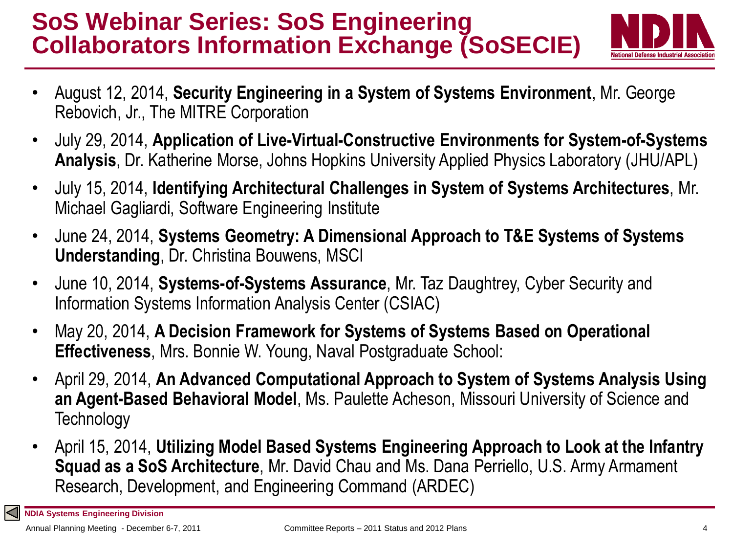# SoS Webinar Series: SoS Engineering Collaborators Information Exchange (SoSECIE)

- August 12, 2014, **Security Engineering in a System of Systems Environment**, Mr. George Rebovich, Jr., The MITRE Corporation
- July 29, 2014, **Application of Live-Virtual-Constructive Environments for System-of-Systems Analysis**, Dr. Katherine Morse, Johns Hopkins University Applied Physics Laboratory (JHU/APL)
- July 15, 2014, **Identifying Architectural Challenges in System of Systems Architectures**, Mr. Michael Gagliardi, Software Engineering Institute
- June 24, 2014, **Systems Geometry: A Dimensional Approach to T&E Systems of Systems Understanding**, Dr. Christina Bouwens, MSCI
- June 10, 2014, **Systems-of-Systems Assurance**, Mr. Taz Daughtrey, Cyber Security and Information Systems Information Analysis Center (CSIAC)
- May 20, 2014, **A Decision Framework for Systems of Systems Based on Operational Effectiveness**, Mrs. Bonnie W. Young, Naval Postgraduate School:
- April 29, 2014, **An Advanced Computational Approach to System of Systems Analysis Using an Agent-Based Behavioral Model**, Ms. Paulette Acheson, Missouri University of Science and Technology
- April 15, 2014, **Utilizing Model Based Systems Engineering Approach to Look at the Infantry Squad as a SoS Architecture**, Mr. David Chau and Ms. Dana Perriello, U.S. Army Armament Research, Development, and Engineering Command (ARDEC)